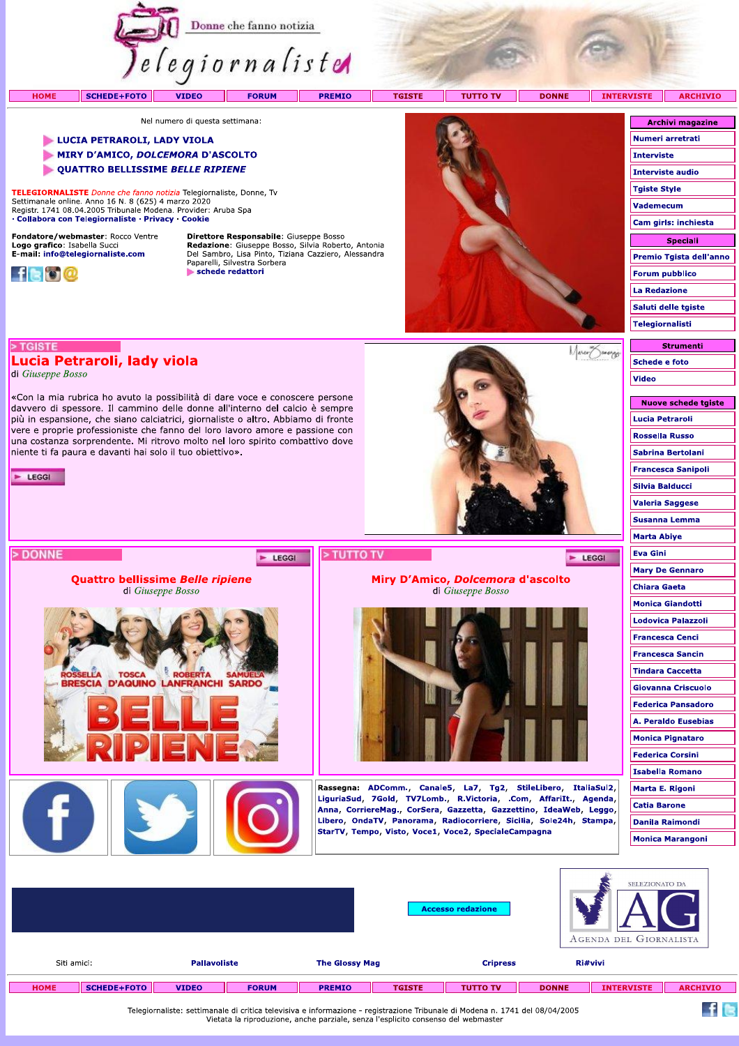Donne che fanno notizia

Telegiornaliste

HOME | SCHEDE+FOTO | VIDEO | FORUM | PREMIO | TGISTE | TUTTO TV | DONNE | INTERVISTE | ARCHIVIO

Nel numero di questa settimana:

- LUCIA PETRAROLI, LADY VIOLA
- MIRY D'AMICO, *DOLCEMORA* D'ASCOLTO
- QUATTRO BELLISSIME *BELLE RIPIENE*

**TELEGIORNALISTE** *Donne che fanno notizia* Telegiornaliste, Donne, Tv
Settimanale online. Anno 16 N. 8 (625) 4 marzo 2020
Registr. 1741 08.04.2005 Tribunale Modena. Provider: Aruba Spa
· Collabora con Telegiornaliste · Privacy · Cookie

**Fondatore/webmaster**: Rocco Ventre
**Logo grafico**: Isabella Succi
**E-mail**: info@telegiornaliste.com

**Direttore Responsabile**: Giuseppe Bosso
**Redazione**: Giuseppe Bosso, Silvia Roberto, Antonia Del Sambro, Lisa Pinto, Tiziana Cazziero, Alessandra Paparelli, Silvestra Sorbera
schede redattori

## > TGISTE

## Lucia Petraroli, lady viola

di *Giuseppe Bosso*

«Con la mia rubrica ho avuto la possibilità di dare voce e conoscere persone davvero di spessore. Il cammino delle donne all'interno del calcio è sempre più in espansione, che siano calciatrici, giornaliste o altro. Abbiamo di fronte vere e proprie professioniste che fanno del loro lavoro amore e passione con una costanza sorprendente. Mi ritrovo molto nel loro spirito combattivo dove niente ti fa paura e davanti hai solo il tuo obiettivo».

LEGGI

## > DONNE

### Quattro bellissime *Belle ripiene*

di *Giuseppe Bosso*

LEGGI

## > TUTTO TV

### Miry D'Amico, *Dolcemora* d'ascolto

di *Giuseppe Bosso*

LEGGI

**Rassegna:** ADComm., Canale5, La7, Tg2, StileLibero, ItaliaSul2, LiguriaSud, 7Gold, TV7Lomb., R.Victoria, .Com, AffariIt., Agenda, Anna, CorriereMag., CorSera, Gazzetta, Gazzettino, IdeaWeb, Leggo, Libero, OndaTV, Panorama, Radiocorriere, Sicilia, Sole24h, Stampa, StarTV, Tempo, Visto, Voce1, Voce2, SpecialeCampagna

**Archivi magazine**
- Numeri arretrati
- Interviste
- Interviste audio
- Tgiste Style
- Vademecum
- Cam girls: inchiesta

**Speciali**
- Premio Tgista dell'anno
- Forum pubblico
- La Redazione
- Saluti delle tgiste
- Telegiornalisti

**Strumenti**
- Schede e foto
- Video

**Nuove schede tgiste**
- Lucia Petraroli
- Rossella Russo
- Sabrina Bertolani
- Francesca Sanipoli
- Silvia Balducci
- Valeria Saggese
- Susanna Lemma
- Marta Abiye
- Eva Gini
- Mary De Gennaro
- Chiara Gaeta
- Monica Giandotti
- Lodovica Palazzoli
- Francesca Cenci
- Francesca Sancin
- Tindara Caccetta
- Giovanna Criscuolo
- Federica Pansadoro
- A. Peraldo Eusebias
- Monica Pignataro
- Federica Corsini
- Isabella Romano
- Marta E. Rigoni
- Catia Barone
- Danila Raimondi
- Monica Marangoni

Accesso redazione

SELEZIONATO DA AG Agenda del Giornalista

Siti amici: Pallavoliste | The Glossy Mag | Cripress | Ri#vivi

HOME | SCHEDE+FOTO | VIDEO | FORUM | PREMIO | TGISTE | TUTTO TV | DONNE | INTERVISTE | ARCHIVIO

Telegiornaliste: settimanale di critica televisiva e informazione - registrazione Tribunale di Modena n. 1741 del 08/04/2005
Vietata la riproduzione, anche parziale, senza l'esplicito consenso del webmaster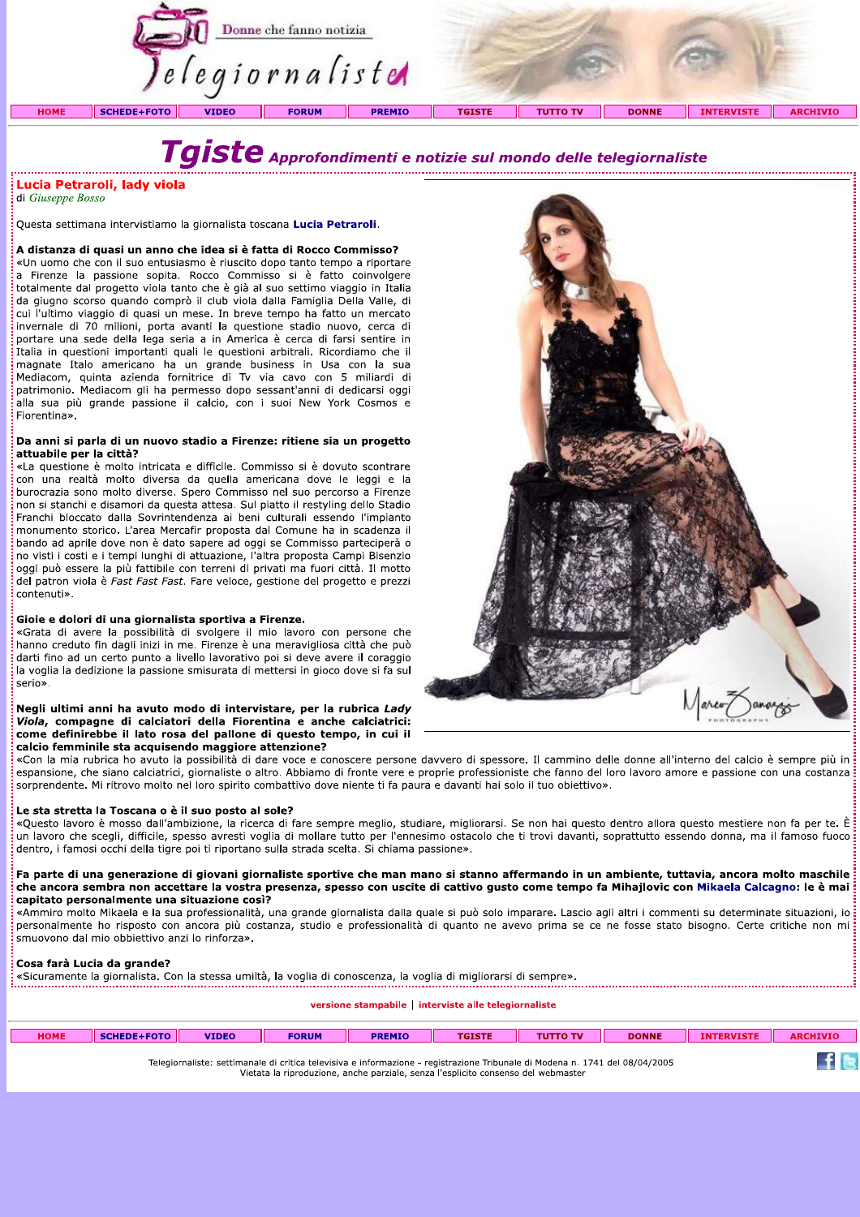# Tgiste Approfondimenti e notizie sul mondo delle telegiornaliste

## Lucia Petraroli, lady viola

di *Giuseppe Bosso*

Questa settimana intervistiamo la giornalista toscana **Lucia Petraroli**.

**A distanza di quasi un anno che idea si è fatta di Rocco Commisso?**
«Un uomo che con il suo entusiasmo è riuscito dopo tanto tempo a riportare a Firenze la passione sopita. Rocco Commisso si è fatto coinvolgere totalmente dal progetto viola tanto che è già al suo settimo viaggio in Italia da giugno scorso quando comprò il club viola dalla Famiglia Della Valle, di cui l'ultimo viaggio di quasi un mese. In breve tempo ha fatto un mercato invernale di 70 milioni, porta avanti la questione stadio nuovo, cerca di portare una sede della lega seria a in America è cerca di farsi sentire in Italia in questioni importanti quali le questioni arbitrali. Ricordiamo che il magnate Italo americano ha un grande business in Usa con la sua Mediacom, quinta azienda fornitrice di Tv via cavo con 5 miliardi di patrimonio. Mediacom gli ha permesso dopo sessant'anni di dedicarsi oggi alla sua più grande passione il calcio, con i suoi New York Cosmos e Fiorentina».

**Da anni si parla di un nuovo stadio a Firenze: ritiene sia un progetto attuabile per la città?**
«La questione è molto intricata e difficile. Commisso si è dovuto scontrare con una realtà molto diversa da quella americana dove le leggi e la burocrazia sono molto diverse. Spero Commisso nel suo percorso a Firenze non si stanchi e disamori da questa attesa. Sul piatto il restyling dello Stadio Franchi bloccato dalla Sovrintendenza ai beni culturali essendo l'impianto monumento storico. L'area Mercafir proposta dal Comune ha in scadenza il bando ad aprile dove non è dato sapere ad oggi se Commisso parteciperà o no visti i costi e i tempi lunghi di attuazione, l'altra proposta Campi Bisenzio oggi può essere la più fattibile con terreni di privati ma fuori città. Il motto del patron viola è *Fast Fast Fast*. Fare veloce, gestione del progetto e prezzi contenuti».

**Gioie e dolori di una giornalista sportiva a Firenze.**
«Grata di avere la possibilità di svolgere il mio lavoro con persone che hanno creduto fin dagli inizi in me. Firenze è una meravigliosa città che può darti fino ad un certo punto a livello lavorativo poi si deve avere il coraggio la voglia la dedizione la passione smisurata di mettersi in gioco dove si fa sul serio».

**Negli ultimi anni ha avuto modo di intervistare, per la rubrica *Lady Viola*, compagne di calciatori della Fiorentina e anche calciatrici: come definirebbe il lato rosa del pallone di questo tempo, in cui il calcio femminile sta acquisendo maggiore attenzione?**
«Con la mia rubrica ho avuto la possibilità di dare voce e conoscere persone davvero di spessore. Il cammino delle donne all'interno del calcio è sempre più in espansione, che siano calciatrici, giornaliste o altro. Abbiamo di fronte vere e proprie professioniste che fanno del loro lavoro amore e passione con una costanza sorprendente. Mi ritrovo molto nel loro spirito combattivo dove niente ti fa paura e davanti hai solo il tuo obiettivo».

**Le sta stretta la Toscana o è il suo posto al sole?**
«Questo lavoro è mosso dall'ambizione, la ricerca di fare sempre meglio, studiare, migliorarsi. Se non hai questo dentro allora questo mestiere non fa per te. È un lavoro che scegli, difficile, spesso avresti voglia di mollare tutto per l'ennesimo ostacolo che ti trovi davanti, soprattutto essendo donna, ma il famoso fuoco dentro, i famosi occhi della tigre poi ti riportano sulla strada scelta. Si chiama passione».

**Fa parte di una generazione di giovani giornaliste sportive che man mano si stanno affermando in un ambiente, tuttavia, ancora molto maschile che ancora sembra non accettare la vostra presenza, spesso con uscite di cattivo gusto come tempo fa Mihajlovic con Mikaela Calcagno: le è mai capitato personalmente una situazione così?**
«Ammiro molto Mikaela e la sua professionalità, una grande giornalista dalla quale si può solo imparare. Lascio agli altri i commenti su determinate situazioni, io personalmente ho risposto con ancora più costanza, studio e professionalità di quanto ne avevo prima se ce ne fosse stato bisogno. Certe critiche non mi smuovono dal mio obbiettivo anzi lo rinforza».

**Cosa farà Lucia da grande?**
«Sicuramente la giornalista. Con la stessa umiltà, la voglia di conoscenza, la voglia di migliorarsi di sempre».

versione stampabile | interviste alle telegiornaliste

Telegiornaliste: settimanale di critica televisiva e informazione - registrazione Tribunale di Modena n. 1741 del 08/04/2005
Vietata la riproduzione, anche parziale, senza l'esplicito consenso del webmaster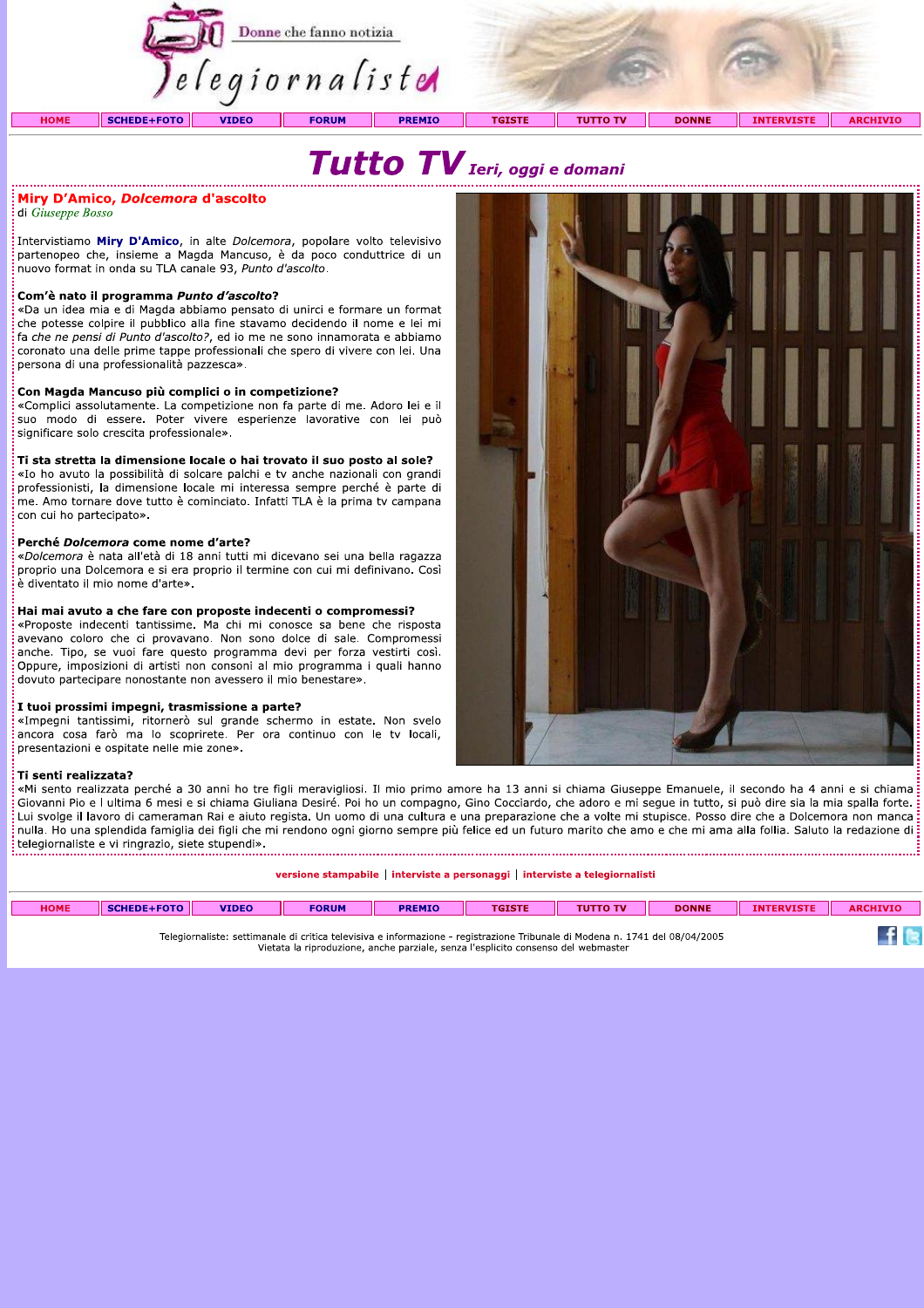Donne che fanno notizia

Telegiornaliste

HOME | SCHEDE+FOTO | VIDEO | FORUM | PREMIO | TGISTE | TUTTO TV | DONNE | INTERVISTE | ARCHIVIO

# Tutto TV *Ieri, oggi e domani*

## Miry D'Amico, *Dolcemora* d'ascolto

di *Giuseppe Bosso*

Intervistiamo **Miry D'Amico**, in alte *Dolcemora*, popolare volto televisivo partenopeo che, insieme a Magda Mancuso, è da poco conduttrice di un nuovo format in onda su TLA canale 93, *Punto d'ascolto*.

**Com'è nato il programma *Punto d'ascolto*?**
«Da un idea mia e di Magda abbiamo pensato di unirci e formare un format che potesse colpire il pubblico alla fine stavamo decidendo il nome e lei mi fa *che ne pensi di Punto d'ascolto?*, ed io me ne sono innamorata e abbiamo coronato una delle prime tappe professionali che spero di vivere con lei. Una persona di una professionalità pazzesca».

**Con Magda Mancuso più complici o in competizione?**
«Complici assolutamente. La competizione non fa parte di me. Adoro lei e il suo modo di essere. Poter vivere esperienze lavorative con lei può significare solo crescita professionale».

**Ti sta stretta la dimensione locale o hai trovato il suo posto al sole?**
«Io ho avuto la possibilità di solcare palchi e tv anche nazionali con grandi professionisti, la dimensione locale mi interessa sempre perché è parte di me. Amo tornare dove tutto è cominciato. Infatti TLA è la prima tv campana con cui ho partecipato».

**Perché *Dolcemora* come nome d'arte?**
«*Dolcemora* è nata all'età di 18 anni tutti mi dicevano sei una bella ragazza proprio una Dolcemora e si era proprio il termine con cui mi definivano. Così è diventato il mio nome d'arte».

**Hai mai avuto a che fare con proposte indecenti o compromessi?**
«Proposte indecenti tantissime. Ma chi mi conosce sa bene che risposta avevano coloro che ci provavano. Non sono dolce di sale. Compromessi anche. Tipo, se vuoi fare questo programma devi per forza vestirti così. Oppure, imposizioni di artisti non consoni al mio programma i quali hanno dovuto partecipare nonostante non avessero il mio benestare».

**I tuoi prossimi impegni, trasmissione a parte?**
«Impegni tantissimi, ritornerò sul grande schermo in estate. Non svelo ancora cosa farò ma lo scoprirete. Per ora continuo con le tv locali, presentazioni e ospitate nelle mie zone».

**Ti senti realizzata?**
«Mi sento realizzata perché a 30 anni ho tre figli meravigliosi. Il mio primo amore ha 13 anni si chiama Giuseppe Emanuele, il secondo ha 4 anni e si chiama Giovanni Pio e l ultima 6 mesi e si chiama Giuliana Desiré. Poi ho un compagno, Gino Cocciardo, che adoro e mi segue in tutto, si può dire sia la mia spalla forte. Lui svolge il lavoro di cameraman Rai e aiuto regista. Un uomo di una cultura e una preparazione che a volte mi stupisce. Posso dire che a Dolcemora non manca nulla. Ho una splendida famiglia dei figli che mi rendono ogni giorno sempre più felice ed un futuro marito che amo e che mi ama alla follia. Saluto la redazione di telegiornaliste e vi ringrazio, siete stupendi».

versione stampabile | interviste a personaggi | interviste a telegiornalisti

HOME | SCHEDE+FOTO | VIDEO | FORUM | PREMIO | TGISTE | TUTTO TV | DONNE | INTERVISTE | ARCHIVIO

Telegiornaliste: settimanale di critica televisiva e informazione - registrazione Tribunale di Modena n. 1741 del 08/04/2005
Vietata la riproduzione, anche parziale, senza l'esplicito consenso del webmaster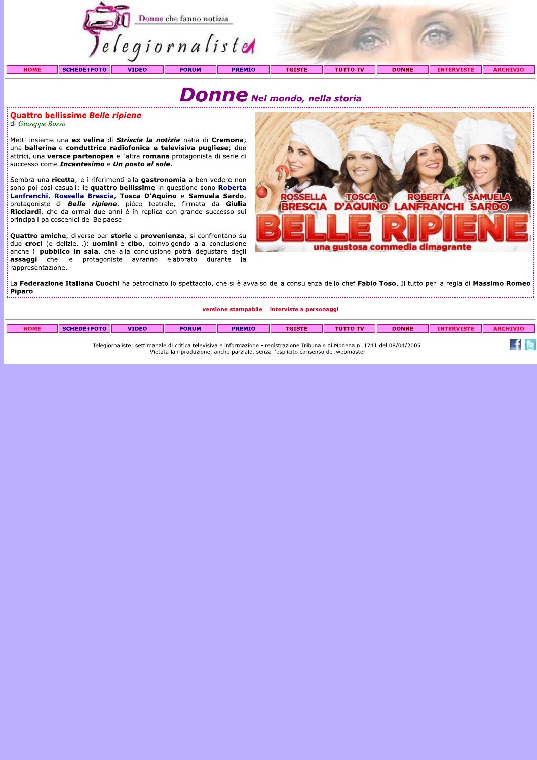# Donne *Nel mondo, nella storia*

## Quattro bellissime *Belle ripiene*

di *Giuseppe Bosso*

Metti insieme una **ex velina** di ***Striscia la notizia*** natia di **Cremona**; una **ballerina** e **conduttrice radiofonica e televisiva pugliese**; due attrici, una **verace partenopea** e l'altra **romana** protagonista di serie di successo come ***Incantesimo*** e ***Un posto al sole***.

Sembra una **ricetta**, e i riferimenti alla **gastronomia** a ben vedere non sono poi così casuali: le **quattro bellissime** in questione sono **Roberta Lanfranchi**, **Rossella Brescia**, **Tosca D'Aquino** e **Samuela Sardo**, protagoniste di ***Belle ripiene***, pièce teatrale, firmata da **Giulia Ricciardi**, che da ormai due anni è in replica con grande successo sui principali palcoscenici del Belpaese.

**Quattro amiche**, diverse per **storie** e **provenienza**, si confrontano su due **croci** (e delizie...): **uomini** e **cibo**, coinvolgendo alla conclusione anche il **pubblico in sala**, che alla conclusione potrà degustare degli **assaggi** che le protagoniste avranno elaborato durante la rappresentazione.

La **Federazione Italiana Cuochi** ha patrocinato lo spettacolo, che si è avvalso della consulenza dello chef **Fabio Toso**. Il tutto per la regia di **Massimo Romeo Piparo**.

versione stampabile | interviste a personaggi

Telegiornaliste: settimanale di critica televisiva e informazione - registrazione Tribunale di Modena n. 1741 del 08/04/2005
Vietata la riproduzione, anche parziale, senza l'esplicito consenso del webmaster